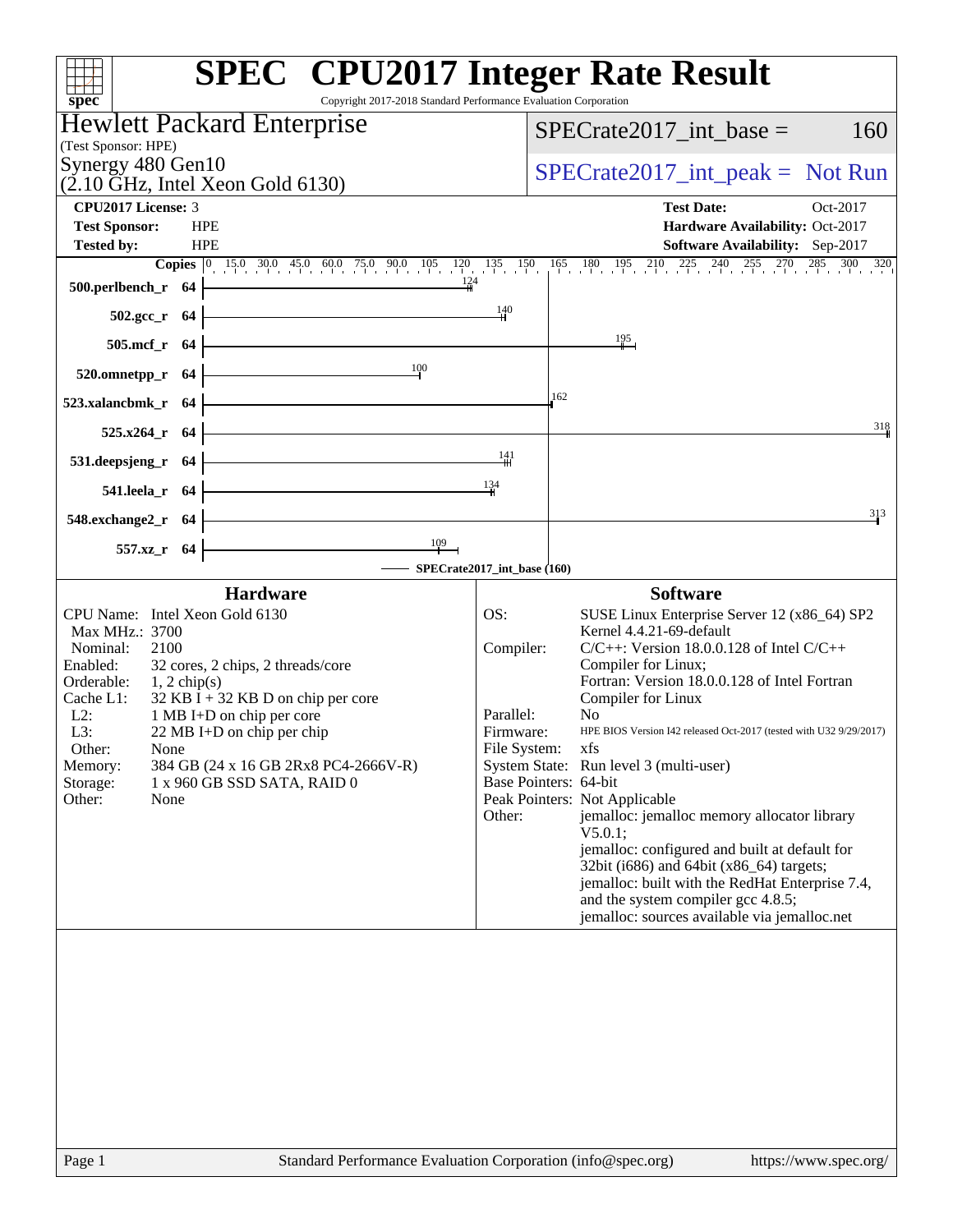# SPEC CPU2017 Integer Rate Result

Copyright 2017-2018 Standard Performance Evaluation Corporation

**Hewlett Packard Enterprise**
(Test Sponsor: HPE)
Synergy 480 Gen10
(2.10 GHz, Intel Xeon Gold 6130)

SPECrate2017_int_base = 160

SPECrate2017_int_peak = Not Run

| | | | |
|---|---|---|---|
| **CPU2017 License:** | 3 | **Test Date:** | Oct-2017 |
| **Test Sponsor:** | HPE | **Hardware Availability:** | Oct-2017 |
| **Tested by:** | HPE | **Software Availability:** | Sep-2017 |

| Benchmark | Copies | SPECrate2017_int_base |
|---|---|---|
| 500.perlbench_r | 64 | 124 |
| 502.gcc_r | 64 | 140 |
| 505.mcf_r | 64 | 195 |
| 520.omnetpp_r | 64 | 100 |
| 523.xalancbmk_r | 64 | 162 |
| 525.x264_r | 64 | 318 |
| 531.deepsjeng_r | 64 | 141 |
| 541.leela_r | 64 | 134 |
| 548.exchange2_r | 64 | 313 |
| 557.xz_r | 64 | 109 |

SPECrate2017_int_base (160)

## Hardware

| | |
|---|---|
| CPU Name: | Intel Xeon Gold 6130 |
| Max MHz.: | 3700 |
| Nominal: | 2100 |
| Enabled: | 32 cores, 2 chips, 2 threads/core |
| Orderable: | 1, 2 chip(s) |
| Cache L1: | 32 KB I + 32 KB D on chip per core |
| L2: | 1 MB I+D on chip per core |
| L3: | 22 MB I+D on chip per chip |
| Other: | None |
| Memory: | 384 GB (24 x 16 GB 2Rx8 PC4-2666V-R) |
| Storage: | 1 x 960 GB SSD SATA, RAID 0 |
| Other: | None |

## Software

| | |
|---|---|
| OS: | SUSE Linux Enterprise Server 12 (x86_64) SP2 Kernel 4.4.21-69-default |
| Compiler: | C/C++: Version 18.0.0.128 of Intel C/C++ Compiler for Linux; Fortran: Version 18.0.0.128 of Intel Fortran Compiler for Linux |
| Parallel: | No |
| Firmware: | HPE BIOS Version I42 released Oct-2017 (tested with U32 9/29/2017) |
| File System: | xfs |
| System State: | Run level 3 (multi-user) |
| Base Pointers: | 64-bit |
| Peak Pointers: | Not Applicable |
| Other: | jemalloc: jemalloc memory allocator library V5.0.1; jemalloc: configured and built at default for 32bit (i686) and 64bit (x86_64) targets; jemalloc: built with the RedHat Enterprise 7.4, and the system compiler gcc 4.8.5; jemalloc: sources available via jemalloc.net |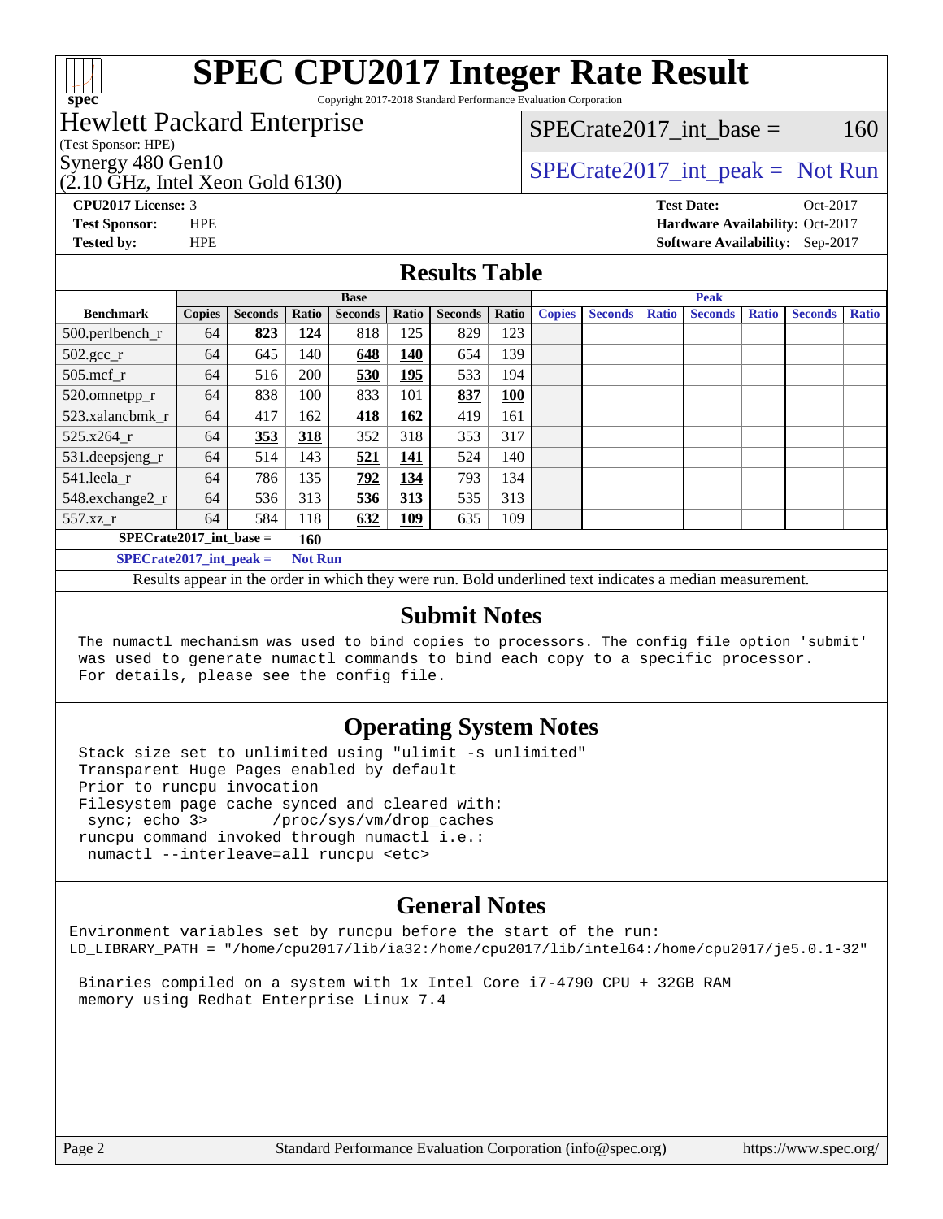# SPEC CPU2017 Integer Rate Result

Copyright 2017-2018 Standard Performance Evaluation Corporation

## Hewlett Packard Enterprise

(Test Sponsor: HPE)

Synergy 480 Gen10

(2.10 GHz, Intel Xeon Gold 6130)

SPECrate2017_int_base = 160

SPECrate2017_int_peak = Not Run

**CPU2017 License:** 3

**Test Sponsor:** HPE

**Tested by:** HPE

**Test Date:** Oct-2017

**Hardware Availability:** Oct-2017

**Software Availability:** Sep-2017

## Results Table

| Benchmark | Base | | | | | | | Peak | | | | | | |
|---|---|---|---|---|---|---|---|---|---|---|---|---|---|---|
| | Copies | Seconds | Ratio | Seconds | Ratio | Seconds | Ratio | Copies | Seconds | Ratio | Seconds | Ratio | Seconds | Ratio |
| 500.perlbench_r | 64 | **823** | **124** | 818 | 125 | 829 | 123 | | | | | | | |
| 502.gcc_r | 64 | 645 | 140 | **648** | **140** | 654 | 139 | | | | | | | |
| 505.mcf_r | 64 | 516 | 200 | **530** | **195** | 533 | 194 | | | | | | | |
| 520.omnetpp_r | 64 | 838 | 100 | 833 | 101 | **837** | **100** | | | | | | | |
| 523.xalancbmk_r | 64 | 417 | 162 | **418** | **162** | 419 | 161 | | | | | | | |
| 525.x264_r | 64 | **353** | **318** | 352 | 318 | 353 | 317 | | | | | | | |
| 531.deepsjeng_r | 64 | 514 | 143 | **521** | **141** | 524 | 140 | | | | | | | |
| 541.leela_r | 64 | 786 | 135 | **792** | **134** | 793 | 134 | | | | | | | |
| 548.exchange2_r | 64 | 536 | 313 | **536** | **313** | 535 | 313 | | | | | | | |
| 557.xz_r | 64 | 584 | 118 | **632** | **109** | 635 | 109 | | | | | | | |

**SPECrate2017_int_base = 160**

**SPECrate2017_int_peak = Not Run**

Results appear in the order in which they were run. Bold underlined text indicates a median measurement.

## Submit Notes

```
The numactl mechanism was used to bind copies to processors. The config file option 'submit'
was used to generate numactl commands to bind each copy to a specific processor.
For details, please see the config file.
```

## Operating System Notes

```
Stack size set to unlimited using "ulimit -s unlimited"
Transparent Huge Pages enabled by default
Prior to runcpu invocation
Filesystem page cache synced and cleared with:
 sync; echo 3>       /proc/sys/vm/drop_caches
runcpu command invoked through numactl i.e.:
 numactl --interleave=all runcpu <etc>
```

## General Notes

```
Environment variables set by runcpu before the start of the run:
LD_LIBRARY_PATH = "/home/cpu2017/lib/ia32:/home/cpu2017/lib/intel64:/home/cpu2017/je5.0.1-32"

 Binaries compiled on a system with 1x Intel Core i7-4790 CPU + 32GB RAM
 memory using Redhat Enterprise Linux 7.4
```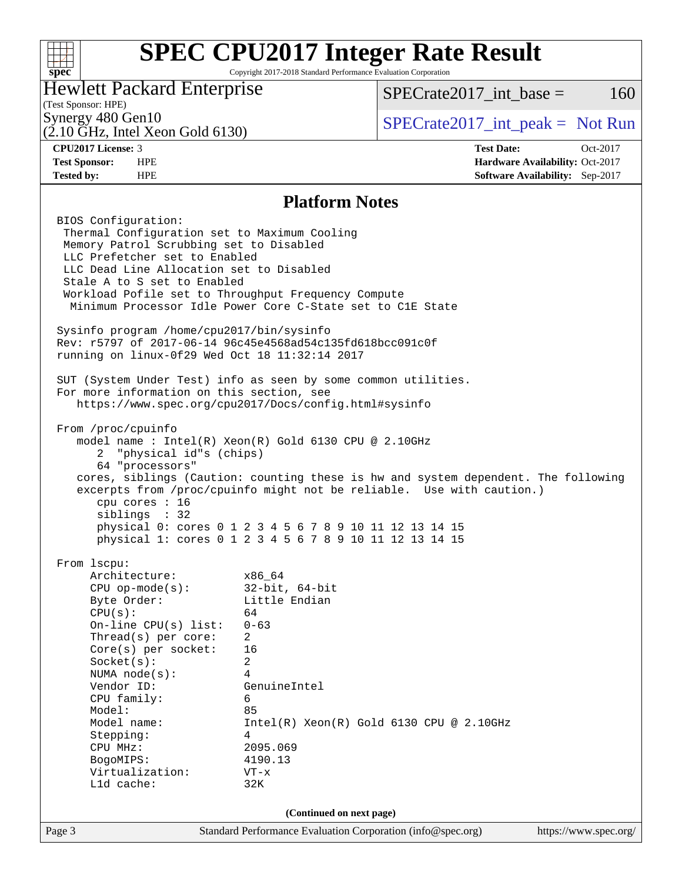## Platform Notes

```
BIOS Configuration:
 Thermal Configuration set to Maximum Cooling
 Memory Patrol Scrubbing set to Disabled
 LLC Prefetcher set to Enabled
 LLC Dead Line Allocation set to Disabled
 Stale A to S set to Enabled
 Workload Pofile set to Throughput Frequency Compute
  Minimum Processor Idle Power Core C-State set to C1E State

Sysinfo program /home/cpu2017/bin/sysinfo
Rev: r5797 of 2017-06-14 96c45e4568ad54c135fd618bcc091c0f
running on linux-0f29 Wed Oct 18 11:32:14 2017

SUT (System Under Test) info as seen by some common utilities.
For more information on this section, see
   https://www.spec.org/cpu2017/Docs/config.html#sysinfo

From /proc/cpuinfo
   model name : Intel(R) Xeon(R) Gold 6130 CPU @ 2.10GHz
      2  "physical id"s (chips)
      64 "processors"
   cores, siblings (Caution: counting these is hw and system dependent. The following
   excerpts from /proc/cpuinfo might not be reliable.  Use with caution.)
      cpu cores : 16
      siblings  : 32
      physical 0: cores 0 1 2 3 4 5 6 7 8 9 10 11 12 13 14 15
      physical 1: cores 0 1 2 3 4 5 6 7 8 9 10 11 12 13 14 15

From lscpu:
     Architecture:          x86_64
     CPU op-mode(s):        32-bit, 64-bit
     Byte Order:            Little Endian
     CPU(s):                64
     On-line CPU(s) list:   0-63
     Thread(s) per core:    2
     Core(s) per socket:    16
     Socket(s):             2
     NUMA node(s):          4
     Vendor ID:             GenuineIntel
     CPU family:            6
     Model:                 85
     Model name:            Intel(R) Xeon(R) Gold 6130 CPU @ 2.10GHz
     Stepping:              4
     CPU MHz:               2095.069
     BogoMIPS:              4190.13
     Virtualization:        VT-x
     L1d cache:             32K
```

**(Continued on next page)**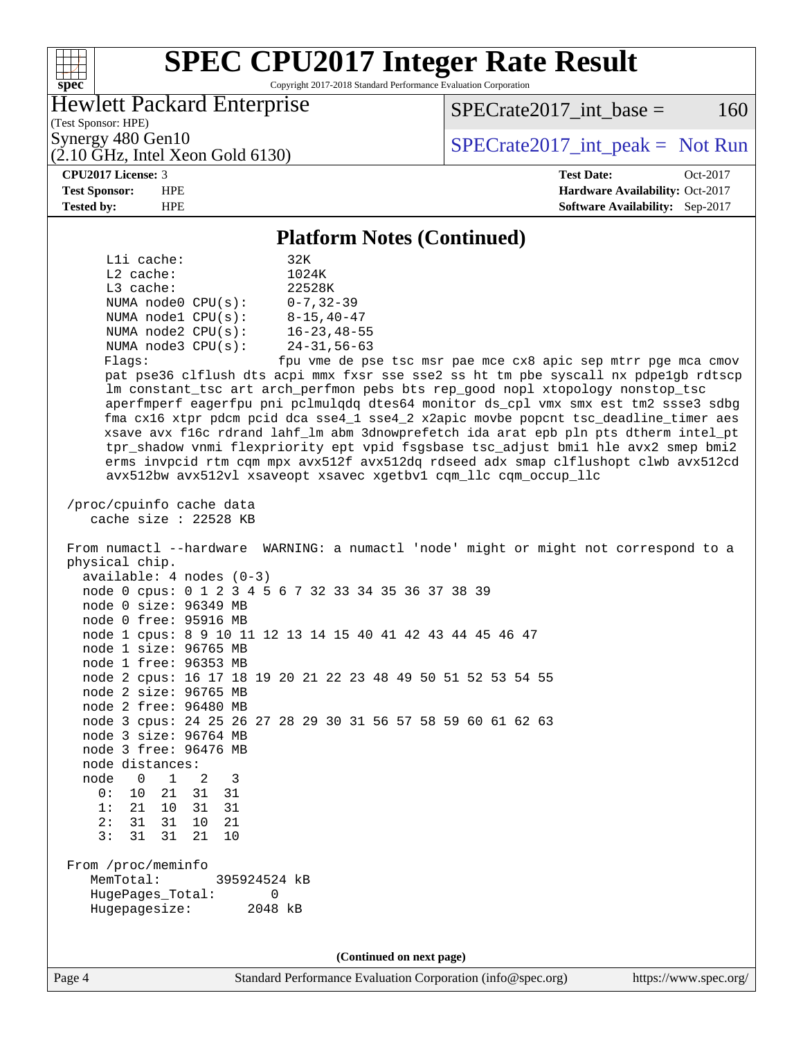# SPEC CPU2017 Integer Rate Result

Copyright 2017-2018 Standard Performance Evaluation Corporation

**Hewlett Packard Enterprise**
(Test Sponsor: HPE)
Synergy 480 Gen10
(2.10 GHz, Intel Xeon Gold 6130)

SPECrate2017_int_base = 160

SPECrate2017_int_peak = Not Run

| | | | |
|---|---|---|---|
| **CPU2017 License:** | 3 | **Test Date:** | Oct-2017 |
| **Test Sponsor:** | HPE | **Hardware Availability:** | Oct-2017 |
| **Tested by:** | HPE | **Software Availability:** | Sep-2017 |

## Platform Notes (Continued)

```
     L1i cache:              32K
     L2 cache:               1024K
     L3 cache:               22528K
     NUMA node0 CPU(s):      0-7,32-39
     NUMA node1 CPU(s):      8-15,40-47
     NUMA node2 CPU(s):      16-23,48-55
     NUMA node3 CPU(s):      24-31,56-63
     Flags:                 fpu vme de pse tsc msr pae mce cx8 apic sep mtrr pge mca cmov
     pat pse36 clflush dts acpi mmx fxsr sse sse2 ss ht tm pbe syscall nx pdpe1gb rdtscp
     lm constant_tsc art arch_perfmon pebs bts rep_good nopl xtopology nonstop_tsc
     aperfmperf eagerfpu pni pclmulqdq dtes64 monitor ds_cpl vmx smx est tm2 ssse3 sdbg
     fma cx16 xtpr pdcm pcid dca sse4_1 sse4_2 x2apic movbe popcnt tsc_deadline_timer aes
     xsave avx f16c rdrand lahf_lm abm 3dnowprefetch ida arat epb pln pts dtherm intel_pt
     tpr_shadow vnmi flexpriority ept vpid fsgsbase tsc_adjust bmi1 hle avx2 smep bmi2
     erms invpcid rtm cqm mpx avx512f avx512dq rdseed adx smap clflushopt clwb avx512cd
     avx512bw avx512vl xsaveopt xsavec xgetbv1 cqm_llc cqm_occup_llc

 /proc/cpuinfo cache data
    cache size : 22528 KB

 From numactl --hardware  WARNING: a numactl 'node' might or might not correspond to a
 physical chip.
   available: 4 nodes (0-3)
   node 0 cpus: 0 1 2 3 4 5 6 7 32 33 34 35 36 37 38 39
   node 0 size: 96349 MB
   node 0 free: 95916 MB
   node 1 cpus: 8 9 10 11 12 13 14 15 40 41 42 43 44 45 46 47
   node 1 size: 96765 MB
   node 1 free: 96353 MB
   node 2 cpus: 16 17 18 19 20 21 22 23 48 49 50 51 52 53 54 55
   node 2 size: 96765 MB
   node 2 free: 96480 MB
   node 3 cpus: 24 25 26 27 28 29 30 31 56 57 58 59 60 61 62 63
   node 3 size: 96764 MB
   node 3 free: 96476 MB
   node distances:
   node   0   1   2   3
     0:  10  21  31  31
     1:  21  10  31  31
     2:  31  31  10  21
     3:  31  31  21  10

 From /proc/meminfo
    MemTotal:       395924524 kB
    HugePages_Total:       0
    Hugepagesize:       2048 kB
```

(Continued on next page)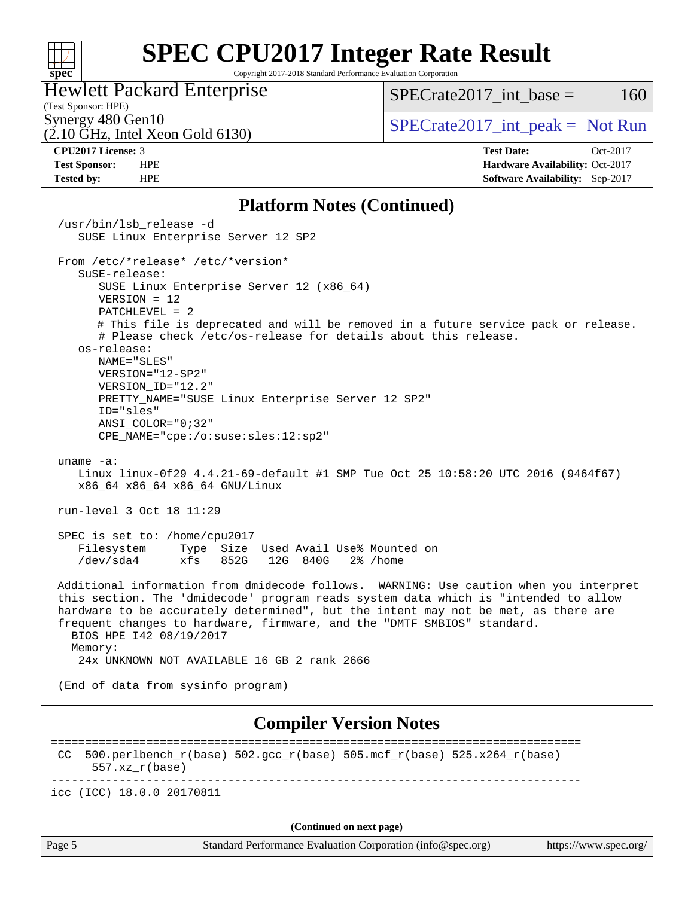# SPEC CPU2017 Integer Rate Result

Copyright 2017-2018 Standard Performance Evaluation Corporation

**Hewlett Packard Enterprise**
(Test Sponsor: HPE)
Synergy 480 Gen10
(2.10 GHz, Intel Xeon Gold 6130)

SPECrate2017_int_base = 160

SPECrate2017_int_peak = Not Run

| | | | |
|---|---|---|---|
| **CPU2017 License:** | 3 | **Test Date:** | Oct-2017 |
| **Test Sponsor:** | HPE | **Hardware Availability:** | Oct-2017 |
| **Tested by:** | HPE | **Software Availability:** | Sep-2017 |

## Platform Notes (Continued)

```
/usr/bin/lsb_release -d
   SUSE Linux Enterprise Server 12 SP2

From /etc/*release* /etc/*version*
   SuSE-release:
      SUSE Linux Enterprise Server 12 (x86_64)
      VERSION = 12
      PATCHLEVEL = 2
      # This file is deprecated and will be removed in a future service pack or release.
      # Please check /etc/os-release for details about this release.
   os-release:
      NAME="SLES"
      VERSION="12-SP2"
      VERSION_ID="12.2"
      PRETTY_NAME="SUSE Linux Enterprise Server 12 SP2"
      ID="sles"
      ANSI_COLOR="0;32"
      CPE_NAME="cpe:/o:suse:sles:12:sp2"

uname -a:
   Linux linux-0f29 4.4.21-69-default #1 SMP Tue Oct 25 10:58:20 UTC 2016 (9464f67)
   x86_64 x86_64 x86_64 GNU/Linux

run-level 3 Oct 18 11:29

SPEC is set to: /home/cpu2017
   Filesystem     Type  Size  Used Avail Use% Mounted on
   /dev/sda4      xfs   852G   12G  840G   2% /home

Additional information from dmidecode follows.  WARNING: Use caution when you interpret
this section. The 'dmidecode' program reads system data which is "intended to allow
hardware to be accurately determined", but the intent may not be met, as there are
frequent changes to hardware, firmware, and the "DMTF SMBIOS" standard.
  BIOS HPE I42 08/19/2017
  Memory:
   24x UNKNOWN NOT AVAILABLE 16 GB 2 rank 2666

(End of data from sysinfo program)
```

## Compiler Version Notes

```
==============================================================================
CC  500.perlbench_r(base) 502.gcc_r(base) 505.mcf_r(base) 525.x264_r(base)
     557.xz_r(base)
------------------------------------------------------------------------------
icc (ICC) 18.0.0 20170811
```

(Continued on next page)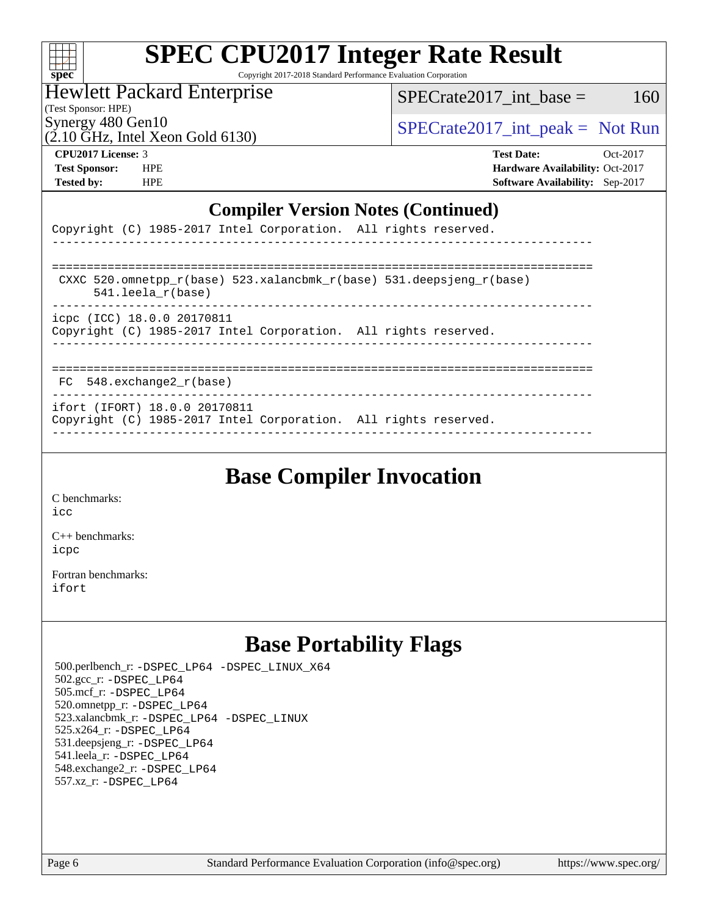## Compiler Version Notes (Continued)

```
Copyright (C) 1985-2017 Intel Corporation.  All rights reserved.
------------------------------------------------------------------------------

==============================================================================
 CXXC 520.omnetpp_r(base) 523.xalancbmk_r(base) 531.deepsjeng_r(base)
      541.leela_r(base)
------------------------------------------------------------------------------
icpc (ICC) 18.0.0 20170811
Copyright (C) 1985-2017 Intel Corporation.  All rights reserved.
------------------------------------------------------------------------------

==============================================================================
 FC  548.exchange2_r(base)
------------------------------------------------------------------------------
ifort (IFORT) 18.0.0 20170811
Copyright (C) 1985-2017 Intel Corporation.  All rights reserved.
------------------------------------------------------------------------------
```

## Base Compiler Invocation

C benchmarks:
icc

C++ benchmarks:
icpc

Fortran benchmarks:
ifort

## Base Portability Flags

500.perlbench_r: -DSPEC_LP64 -DSPEC_LINUX_X64
502.gcc_r: -DSPEC_LP64
505.mcf_r: -DSPEC_LP64
520.omnetpp_r: -DSPEC_LP64
523.xalancbmk_r: -DSPEC_LP64 -DSPEC_LINUX
525.x264_r: -DSPEC_LP64
531.deepsjeng_r: -DSPEC_LP64
541.leela_r: -DSPEC_LP64
548.exchange2_r: -DSPEC_LP64
557.xz_r: -DSPEC_LP64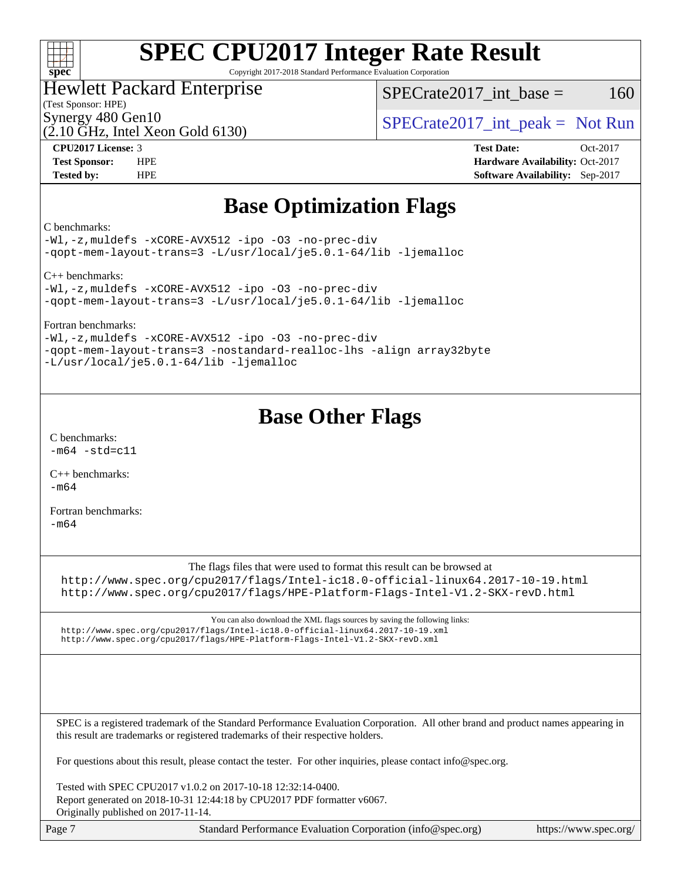# SPEC CPU2017 Integer Rate Result

Copyright 2017-2018 Standard Performance Evaluation Corporation

Hewlett Packard Enterprise
(Test Sponsor: HPE)
Synergy 480 Gen10
(2.10 GHz, Intel Xeon Gold 6130)

SPECrate2017_int_base = 160

SPECrate2017_int_peak = Not Run

**CPU2017 License:** 3
**Test Sponsor:** HPE
**Tested by:** HPE

**Test Date:** Oct-2017
**Hardware Availability:** Oct-2017
**Software Availability:** Sep-2017

## Base Optimization Flags

C benchmarks:
```
-Wl,-z,muldefs -xCORE-AVX512 -ipo -O3 -no-prec-div
-qopt-mem-layout-trans=3 -L/usr/local/je5.0.1-64/lib -ljemalloc
```

C++ benchmarks:
```
-Wl,-z,muldefs -xCORE-AVX512 -ipo -O3 -no-prec-div
-qopt-mem-layout-trans=3 -L/usr/local/je5.0.1-64/lib -ljemalloc
```

Fortran benchmarks:
```
-Wl,-z,muldefs -xCORE-AVX512 -ipo -O3 -no-prec-div
-qopt-mem-layout-trans=3 -nostandard-realloc-lhs -align array32byte
-L/usr/local/je5.0.1-64/lib -ljemalloc
```

## Base Other Flags

C benchmarks:
```
-m64 -std=c11
```

C++ benchmarks:
```
-m64
```

Fortran benchmarks:
```
-m64
```

The flags files that were used to format this result can be browsed at
http://www.spec.org/cpu2017/flags/Intel-ic18.0-official-linux64.2017-10-19.html
http://www.spec.org/cpu2017/flags/HPE-Platform-Flags-Intel-V1.2-SKX-revD.html

You can also download the XML flags sources by saving the following links:
http://www.spec.org/cpu2017/flags/Intel-ic18.0-official-linux64.2017-10-19.xml
http://www.spec.org/cpu2017/flags/HPE-Platform-Flags-Intel-V1.2-SKX-revD.xml

SPEC is a registered trademark of the Standard Performance Evaluation Corporation. All other brand and product names appearing in this result are trademarks or registered trademarks of their respective holders.

For questions about this result, please contact the tester. For other inquiries, please contact info@spec.org.

Tested with SPEC CPU2017 v1.0.2 on 2017-10-18 12:32:14-0400.
Report generated on 2018-10-31 12:44:18 by CPU2017 PDF formatter v6067.
Originally published on 2017-11-14.